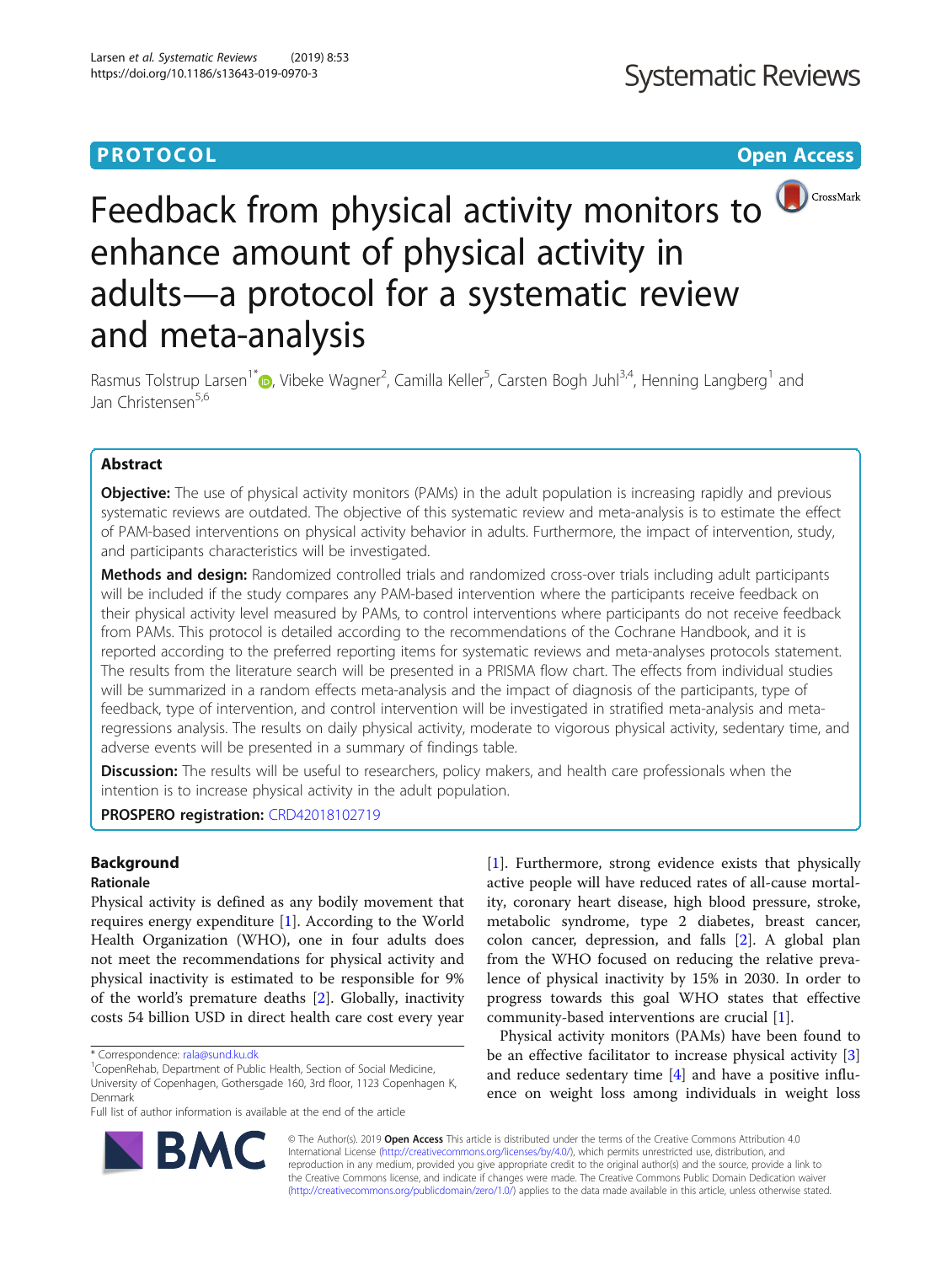PROTOCOL

Open Access

# Feedback from physical activity monitors to enhance amount of physical activity in adults—a protocol for a systematic review and meta-analysis

Rasmus Tolstrup Larsen[1*], Vibeke Wagner[2], Camilla Keller[5], Carsten Bogh Juhl[3,4], Henning Langberg[1] and Jan Christensen[5,6]

## Abstract

**Objective:** The use of physical activity monitors (PAMs) in the adult population is increasing rapidly and previous systematic reviews are outdated. The objective of this systematic review and meta-analysis is to estimate the effect of PAM-based interventions on physical activity behavior in adults. Furthermore, the impact of intervention, study, and participants characteristics will be investigated.

**Methods and design:** Randomized controlled trials and randomized cross-over trials including adult participants will be included if the study compares any PAM-based intervention where the participants receive feedback on their physical activity level measured by PAMs, to control interventions where participants do not receive feedback from PAMs. This protocol is detailed according to the recommendations of the Cochrane Handbook, and it is reported according to the preferred reporting items for systematic reviews and meta-analyses protocols statement. The results from the literature search will be presented in a PRISMA flow chart. The effects from individual studies will be summarized in a random effects meta-analysis and the impact of diagnosis of the participants, type of feedback, type of intervention, and control intervention will be investigated in stratified meta-analysis and meta-regressions analysis. The results on daily physical activity, moderate to vigorous physical activity, sedentary time, and adverse events will be presented in a summary of findings table.

**Discussion:** The results will be useful to researchers, policy makers, and health care professionals when the intention is to increase physical activity in the adult population.

**PROSPERO registration:** CRD42018102719

## Background

### Rationale

Physical activity is defined as any bodily movement that requires energy expenditure [1]. According to the World Health Organization (WHO), one in four adults does not meet the recommendations for physical activity and physical inactivity is estimated to be responsible for 9% of the world's premature deaths [2]. Globally, inactivity costs 54 billion USD in direct health care cost every year [1]. Furthermore, strong evidence exists that physically active people will have reduced rates of all-cause mortality, coronary heart disease, high blood pressure, stroke, metabolic syndrome, type 2 diabetes, breast cancer, colon cancer, depression, and falls [2]. A global plan from the WHO focused on reducing the relative prevalence of physical inactivity by 15% in 2030. In order to progress towards this goal WHO states that effective community-based interventions are crucial [1].

Physical activity monitors (PAMs) have been found to be an effective facilitator to increase physical activity [3] and reduce sedentary time [4] and have a positive influence on weight loss among individuals in weight loss

* Correspondence: rala@sund.ku.dk

[1]CopenRehab, Department of Public Health, Section of Social Medicine, University of Copenhagen, Gothersgade 160, 3rd floor, 1123 Copenhagen K, Denmark

Full list of author information is available at the end of the article

© The Author(s). 2019 **Open Access** This article is distributed under the terms of the Creative Commons Attribution 4.0 International License (http://creativecommons.org/licenses/by/4.0/), which permits unrestricted use, distribution, and reproduction in any medium, provided you give appropriate credit to the original author(s) and the source, provide a link to the Creative Commons license, and indicate if changes were made. The Creative Commons Public Domain Dedication waiver (http://creativecommons.org/publicdomain/zero/1.0/) applies to the data made available in this article, unless otherwise stated.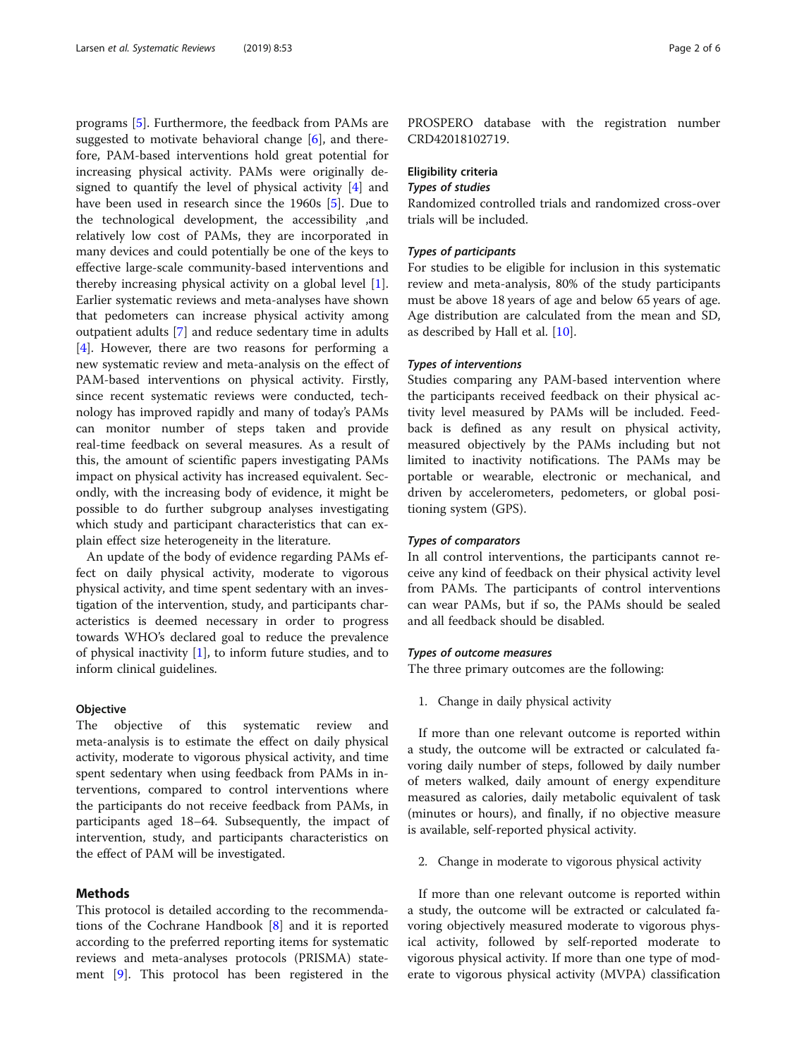programs [5]. Furthermore, the feedback from PAMs are suggested to motivate behavioral change [6], and therefore, PAM-based interventions hold great potential for increasing physical activity. PAMs were originally designed to quantify the level of physical activity [4] and have been used in research since the 1960s [5]. Due to the technological development, the accessibility ,and relatively low cost of PAMs, they are incorporated in many devices and could potentially be one of the keys to effective large-scale community-based interventions and thereby increasing physical activity on a global level [1]. Earlier systematic reviews and meta-analyses have shown that pedometers can increase physical activity among outpatient adults [7] and reduce sedentary time in adults [4]. However, there are two reasons for performing a new systematic review and meta-analysis on the effect of PAM-based interventions on physical activity. Firstly, since recent systematic reviews were conducted, technology has improved rapidly and many of today's PAMs can monitor number of steps taken and provide real-time feedback on several measures. As a result of this, the amount of scientific papers investigating PAMs impact on physical activity has increased equivalent. Secondly, with the increasing body of evidence, it might be possible to do further subgroup analyses investigating which study and participant characteristics that can explain effect size heterogeneity in the literature.

An update of the body of evidence regarding PAMs effect on daily physical activity, moderate to vigorous physical activity, and time spent sedentary with an investigation of the intervention, study, and participants characteristics is deemed necessary in order to progress towards WHO's declared goal to reduce the prevalence of physical inactivity [1], to inform future studies, and to inform clinical guidelines.

### Objective

The objective of this systematic review and meta-analysis is to estimate the effect on daily physical activity, moderate to vigorous physical activity, and time spent sedentary when using feedback from PAMs in interventions, compared to control interventions where the participants do not receive feedback from PAMs, in participants aged 18–64. Subsequently, the impact of intervention, study, and participants characteristics on the effect of PAM will be investigated.

## Methods

This protocol is detailed according to the recommendations of the Cochrane Handbook [8] and it is reported according to the preferred reporting items for systematic reviews and meta-analyses protocols (PRISMA) statement [9]. This protocol has been registered in the PROSPERO database with the registration number CRD42018102719.

### Eligibility criteria

#### *Types of studies*

Randomized controlled trials and randomized cross-over trials will be included.

#### *Types of participants*

For studies to be eligible for inclusion in this systematic review and meta-analysis, 80% of the study participants must be above 18 years of age and below 65 years of age. Age distribution are calculated from the mean and SD, as described by Hall et al. [10].

#### *Types of interventions*

Studies comparing any PAM-based intervention where the participants received feedback on their physical activity level measured by PAMs will be included. Feedback is defined as any result on physical activity, measured objectively by the PAMs including but not limited to inactivity notifications. The PAMs may be portable or wearable, electronic or mechanical, and driven by accelerometers, pedometers, or global positioning system (GPS).

#### *Types of comparators*

In all control interventions, the participants cannot receive any kind of feedback on their physical activity level from PAMs. The participants of control interventions can wear PAMs, but if so, the PAMs should be sealed and all feedback should be disabled.

#### *Types of outcome measures*

The three primary outcomes are the following:

1. Change in daily physical activity

If more than one relevant outcome is reported within a study, the outcome will be extracted or calculated favoring daily number of steps, followed by daily number of meters walked, daily amount of energy expenditure measured as calories, daily metabolic equivalent of task (minutes or hours), and finally, if no objective measure is available, self-reported physical activity.

2. Change in moderate to vigorous physical activity

If more than one relevant outcome is reported within a study, the outcome will be extracted or calculated favoring objectively measured moderate to vigorous physical activity, followed by self-reported moderate to vigorous physical activity. If more than one type of moderate to vigorous physical activity (MVPA) classification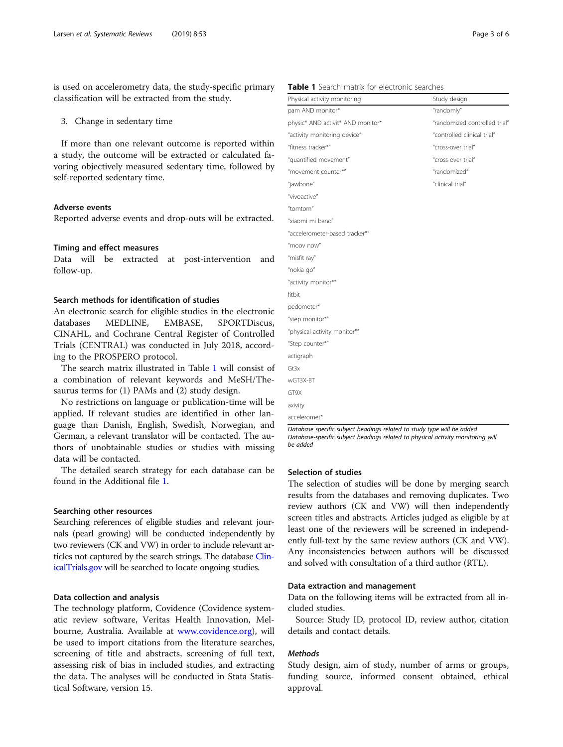is used on accelerometry data, the study-specific primary classification will be extracted from the study.

3. Change in sedentary time

If more than one relevant outcome is reported within a study, the outcome will be extracted or calculated favoring objectively measured sedentary time, followed by self-reported sedentary time.

### Adverse events

Reported adverse events and drop-outs will be extracted.

### Timing and effect measures

Data will be extracted at post-intervention and follow-up.

### Search methods for identification of studies

An electronic search for eligible studies in the electronic databases MEDLINE, EMBASE, SPORTDiscus, CINAHL, and Cochrane Central Register of Controlled Trials (CENTRAL) was conducted in July 2018, according to the PROSPERO protocol.

The search matrix illustrated in Table 1 will consist of a combination of relevant keywords and MeSH/Thesaurus terms for (1) PAMs and (2) study design.

No restrictions on language or publication-time will be applied. If relevant studies are identified in other language than Danish, English, Swedish, Norwegian, and German, a relevant translator will be contacted. The authors of unobtainable studies or studies with missing data will be contacted.

The detailed search strategy for each database can be found in the Additional file 1.

### Searching other resources

Searching references of eligible studies and relevant journals (pearl growing) will be conducted independently by two reviewers (CK and VW) in order to include relevant articles not captured by the search strings. The database ClinicalTrials.gov will be searched to locate ongoing studies.

### Data collection and analysis

The technology platform, Covidence (Covidence systematic review software, Veritas Health Innovation, Melbourne, Australia. Available at www.covidence.org), will be used to import citations from the literature searches, screening of title and abstracts, screening of full text, assessing risk of bias in included studies, and extracting the data. The analyses will be conducted in Stata Statistical Software, version 15.

**Table 1** Search matrix for electronic searches

| Physical activity monitoring | Study design |
|---|---|
| pam AND monitor* | "randomly" |
| physic* AND activit* AND monitor* | "randomized controlled trial" |
| "activity monitoring device" | "controlled clinical trial" |
| "fitness tracker*" | "cross-over trial" |
| "quantified movement" | "cross over trial" |
| "movement counter*" | "randomized" |
| "jawbone" | "clinical trial" |
| "vivoactive" | |
| "tomtom" | |
| "xiaomi mi band" | |
| "accelerometer-based tracker*" | |
| "moov now" | |
| "misfit ray" | |
| "nokia go" | |
| "activity monitor*" | |
| fitbit | |
| pedometer* | |
| "step monitor*" | |
| "physical activity monitor*" | |
| "Step counter*" | |
| actigraph | |
| Gt3x | |
| wGT3X-BT | |
| GT9X | |
| axivity | |
| acceleromet* | |

*Database specific subject headings related to study type will be added*
*Database-specific subject headings related to physical activity monitoring will be added*

### Selection of studies

The selection of studies will be done by merging search results from the databases and removing duplicates. Two review authors (CK and VW) will then independently screen titles and abstracts. Articles judged as eligible by at least one of the reviewers will be screened in independently full-text by the same review authors (CK and VW). Any inconsistencies between authors will be discussed and solved with consultation of a third author (RTL).

### Data extraction and management

Data on the following items will be extracted from all included studies.

Source: Study ID, protocol ID, review author, citation details and contact details.

#### *Methods*

Study design, aim of study, number of arms or groups, funding source, informed consent obtained, ethical approval.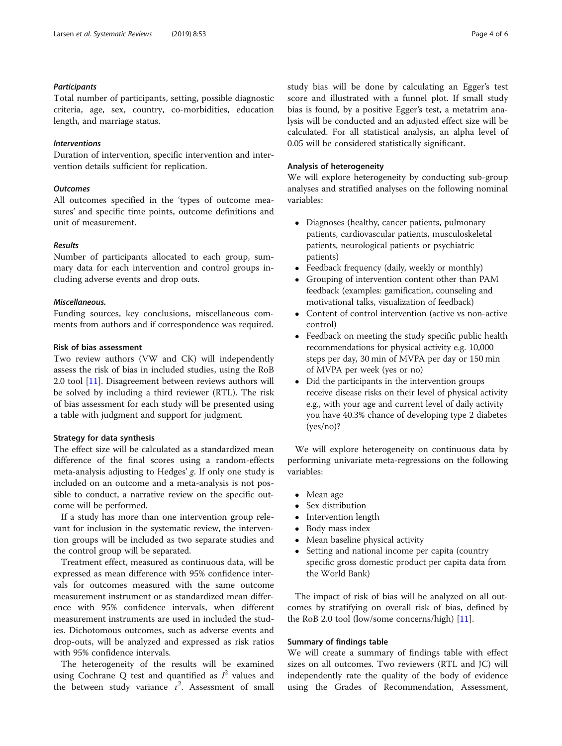#### *Participants*

Total number of participants, setting, possible diagnostic criteria, age, sex, country, co-morbidities, education length, and marriage status.

#### *Interventions*

Duration of intervention, specific intervention and intervention details sufficient for replication.

#### *Outcomes*

All outcomes specified in the 'types of outcome measures' and specific time points, outcome definitions and unit of measurement.

#### *Results*

Number of participants allocated to each group, summary data for each intervention and control groups including adverse events and drop outs.

#### *Miscellaneous.*

Funding sources, key conclusions, miscellaneous comments from authors and if correspondence was required.

### Risk of bias assessment

Two review authors (VW and CK) will independently assess the risk of bias in included studies, using the RoB 2.0 tool [11]. Disagreement between reviews authors will be solved by including a third reviewer (RTL). The risk of bias assessment for each study will be presented using a table with judgment and support for judgment.

### Strategy for data synthesis

The effect size will be calculated as a standardized mean difference of the final scores using a random-effects meta-analysis adjusting to Hedges' *g*. If only one study is included on an outcome and a meta-analysis is not possible to conduct, a narrative review on the specific outcome will be performed.

If a study has more than one intervention group relevant for inclusion in the systematic review, the intervention groups will be included as two separate studies and the control group will be separated.

Treatment effect, measured as continuous data, will be expressed as mean difference with 95% confidence intervals for outcomes measured with the same outcome measurement instrument or as standardized mean difference with 95% confidence intervals, when different measurement instruments are used in included the studies. Dichotomous outcomes, such as adverse events and drop-outs, will be analyzed and expressed as risk ratios with 95% confidence intervals.

The heterogeneity of the results will be examined using Cochrane Q test and quantified as $I^2$ values and the between study variance $\tau^2$. Assessment of small study bias will be done by calculating an Egger's test score and illustrated with a funnel plot. If small study bias is found, by a positive Egger's test, a metatrim analysis will be conducted and an adjusted effect size will be calculated. For all statistical analysis, an alpha level of 0.05 will be considered statistically significant.

### Analysis of heterogeneity

We will explore heterogeneity by conducting sub-group analyses and stratified analyses on the following nominal variables:

- Diagnoses (healthy, cancer patients, pulmonary patients, cardiovascular patients, musculoskeletal patients, neurological patients or psychiatric patients)
- Feedback frequency (daily, weekly or monthly)
- Grouping of intervention content other than PAM feedback (examples: gamification, counseling and motivational talks, visualization of feedback)
- Content of control intervention (active vs non-active control)
- Feedback on meeting the study specific public health recommendations for physical activity e.g. 10,000 steps per day, 30 min of MVPA per day or 150 min of MVPA per week (yes or no)
- Did the participants in the intervention groups receive disease risks on their level of physical activity e.g., with your age and current level of daily activity you have 40.3% chance of developing type 2 diabetes (yes/no)?

We will explore heterogeneity on continuous data by performing univariate meta-regressions on the following variables:

- Mean age
- Sex distribution
- Intervention length
- Body mass index
- Mean baseline physical activity
- Setting and national income per capita (country specific gross domestic product per capita data from the World Bank)

The impact of risk of bias will be analyzed on all outcomes by stratifying on overall risk of bias, defined by the RoB 2.0 tool (low/some concerns/high) [11].

### Summary of findings table

We will create a summary of findings table with effect sizes on all outcomes. Two reviewers (RTL and JC) will independently rate the quality of the body of evidence using the Grades of Recommendation, Assessment,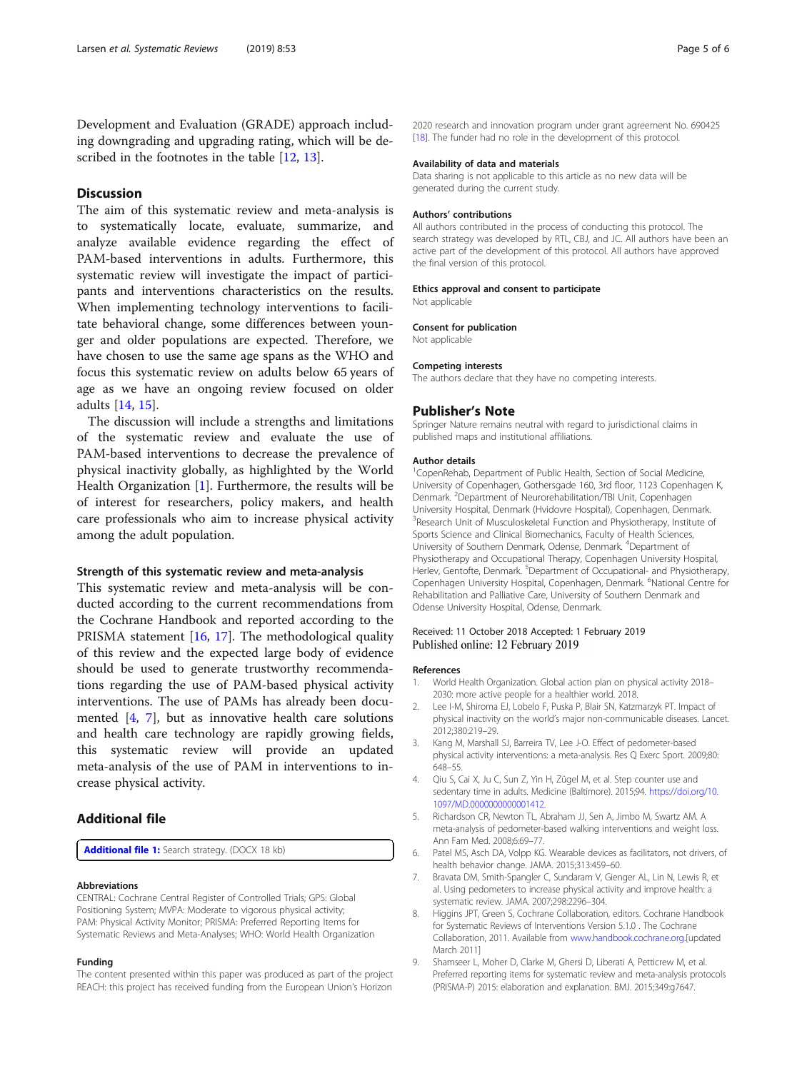Development and Evaluation (GRADE) approach including downgrading and upgrading rating, which will be described in the footnotes in the table [12, 13].

## Discussion

The aim of this systematic review and meta-analysis is to systematically locate, evaluate, summarize, and analyze available evidence regarding the effect of PAM-based interventions in adults. Furthermore, this systematic review will investigate the impact of participants and interventions characteristics on the results. When implementing technology interventions to facilitate behavioral change, some differences between younger and older populations are expected. Therefore, we have chosen to use the same age spans as the WHO and focus this systematic review on adults below 65 years of age as we have an ongoing review focused on older adults [14, 15].

The discussion will include a strengths and limitations of the systematic review and evaluate the use of PAM-based interventions to decrease the prevalence of physical inactivity globally, as highlighted by the World Health Organization [1]. Furthermore, the results will be of interest for researchers, policy makers, and health care professionals who aim to increase physical activity among the adult population.

### Strength of this systematic review and meta-analysis

This systematic review and meta-analysis will be conducted according to the current recommendations from the Cochrane Handbook and reported according to the PRISMA statement [16, 17]. The methodological quality of this review and the expected large body of evidence should be used to generate trustworthy recommendations regarding the use of PAM-based physical activity interventions. The use of PAMs has already been documented [4, 7], but as innovative health care solutions and health care technology are rapidly growing fields, this systematic review will provide an updated meta-analysis of the use of PAM in interventions to increase physical activity.

## Additional file

**Additional file 1:** Search strategy. (DOCX 18 kb)

#### Abbreviations

CENTRAL: Cochrane Central Register of Controlled Trials; GPS: Global Positioning System; MVPA: Moderate to vigorous physical activity; PAM: Physical Activity Monitor; PRISMA: Preferred Reporting Items for Systematic Reviews and Meta-Analyses; WHO: World Health Organization

#### Funding

The content presented within this paper was produced as part of the project REACH: this project has received funding from the European Union's Horizon 2020 research and innovation program under grant agreement No. 690425 [18]. The funder had no role in the development of this protocol.

#### Availability of data and materials

Data sharing is not applicable to this article as no new data will be generated during the current study.

#### Authors' contributions

All authors contributed in the process of conducting this protocol. The search strategy was developed by RTL, CBJ, and JC. All authors have been an active part of the development of this protocol. All authors have approved the final version of this protocol.

#### Ethics approval and consent to participate

Not applicable

#### Consent for publication

Not applicable

#### Competing interests

The authors declare that they have no competing interests.

## Publisher's Note

Springer Nature remains neutral with regard to jurisdictional claims in published maps and institutional affiliations.

#### Author details

[1]CopenRehab, Department of Public Health, Section of Social Medicine, University of Copenhagen, Gothersgade 160, 3rd floor, 1123 Copenhagen K, Denmark. [2]Department of Neurorehabilitation/TBI Unit, Copenhagen University Hospital, Denmark (Hvidovre Hospital), Copenhagen, Denmark. [3]Research Unit of Musculoskeletal Function and Physiotherapy, Institute of Sports Science and Clinical Biomechanics, Faculty of Health Sciences, University of Southern Denmark, Odense, Denmark. [4]Department of Physiotherapy and Occupational Therapy, Copenhagen University Hospital, Herlev, Gentofte, Denmark. [5]Department of Occupational- and Physiotherapy, Copenhagen University Hospital, Copenhagen, Denmark. [6]National Centre for Rehabilitation and Palliative Care, University of Southern Denmark and Odense University Hospital, Odense, Denmark.

Received: 11 October 2018 Accepted: 1 February 2019
Published online: 12 February 2019

#### References

1. World Health Organization. Global action plan on physical activity 2018–2030: more active people for a healthier world. 2018.
2. Lee I-M, Shiroma EJ, Lobelo F, Puska P, Blair SN, Katzmarzyk PT. Impact of physical inactivity on the world's major non-communicable diseases. Lancet. 2012;380:219–29.
3. Kang M, Marshall SJ, Barreira TV, Lee J-O. Effect of pedometer-based physical activity interventions: a meta-analysis. Res Q Exerc Sport. 2009;80:648–55.
4. Qiu S, Cai X, Ju C, Sun Z, Yin H, Zügel M, et al. Step counter use and sedentary time in adults. Medicine (Baltimore). 2015;94. https://doi.org/10.1097/MD.0000000000001412.
5. Richardson CR, Newton TL, Abraham JJ, Sen A, Jimbo M, Swartz AM. A meta-analysis of pedometer-based walking interventions and weight loss. Ann Fam Med. 2008;6:69–77.
6. Patel MS, Asch DA, Volpp KG. Wearable devices as facilitators, not drivers, of health behavior change. JAMA. 2015;313:459–60.
7. Bravata DM, Smith-Spangler C, Sundaram V, Gienger AL, Lin N, Lewis R, et al. Using pedometers to increase physical activity and improve health: a systematic review. JAMA. 2007;298:2296–304.
8. Higgins JPT, Green S, Cochrane Collaboration, editors. Cochrane Handbook for Systematic Reviews of Interventions Version 5.1.0 . The Cochrane Collaboration, 2011. Available from www.handbook.cochrane.org.[updated March 2011]
9. Shamseer L, Moher D, Clarke M, Ghersi D, Liberati A, Petticrew M, et al. Preferred reporting items for systematic review and meta-analysis protocols (PRISMA-P) 2015: elaboration and explanation. BMJ. 2015;349:g7647.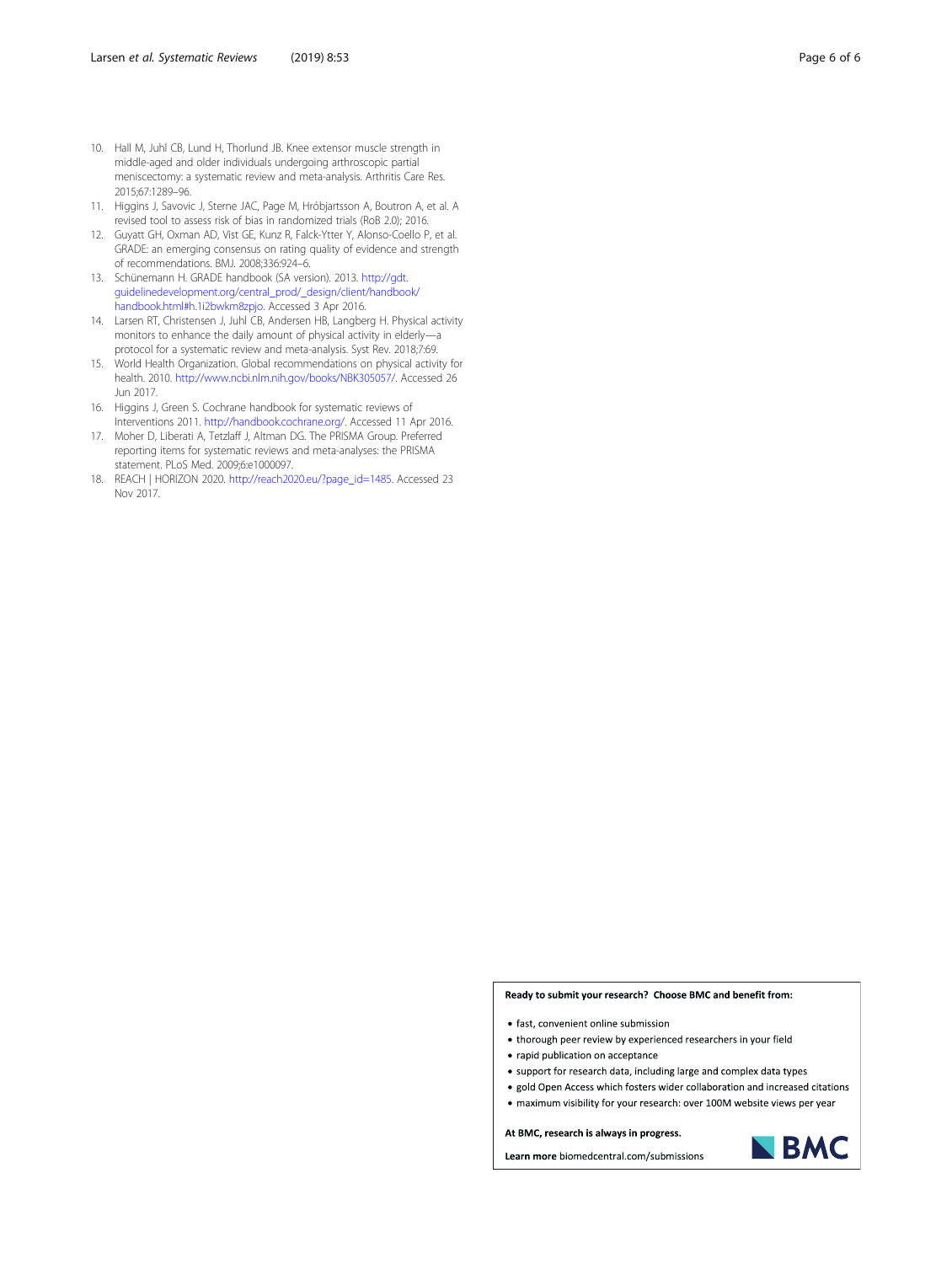10. Hall M, Juhl CB, Lund H, Thorlund JB. Knee extensor muscle strength in middle-aged and older individuals undergoing arthroscopic partial meniscectomy: a systematic review and meta-analysis. Arthritis Care Res. 2015;67:1289–96.
11. Higgins J, Savovic J, Sterne JAC, Page M, Hróbjartsson A, Boutron A, et al. A revised tool to assess risk of bias in randomized trials (RoB 2.0); 2016.
12. Guyatt GH, Oxman AD, Vist GE, Kunz R, Falck-Ytter Y, Alonso-Coello P, et al. GRADE: an emerging consensus on rating quality of evidence and strength of recommendations. BMJ. 2008;336:924–6.
13. Schünemann H. GRADE handbook (SA version). 2013. http://gdt.guidelinedevelopment.org/central_prod/_design/client/handbook/handbook.html#h.1i2bwkm8zpjo. Accessed 3 Apr 2016.
14. Larsen RT, Christensen J, Juhl CB, Andersen HB, Langberg H. Physical activity monitors to enhance the daily amount of physical activity in elderly—a protocol for a systematic review and meta-analysis. Syst Rev. 2018;7:69.
15. World Health Organization. Global recommendations on physical activity for health. 2010. http://www.ncbi.nlm.nih.gov/books/NBK305057/. Accessed 26 Jun 2017.
16. Higgins J, Green S. Cochrane handbook for systematic reviews of Interventions 2011. http://handbook.cochrane.org/. Accessed 11 Apr 2016.
17. Moher D, Liberati A, Tetzlaff J, Altman DG. The PRISMA Group. Preferred reporting items for systematic reviews and meta-analyses: the PRISMA statement. PLoS Med. 2009;6:e1000097.
18. REACH | HORIZON 2020. http://reach2020.eu/?page_id=1485. Accessed 23 Nov 2017.

**Ready to submit your research? Choose BMC and benefit from:**

- fast, convenient online submission
- thorough peer review by experienced researchers in your field
- rapid publication on acceptance
- support for research data, including large and complex data types
- gold Open Access which fosters wider collaboration and increased citations
- maximum visibility for your research: over 100M website views per year

**At BMC, research is always in progress.**

**Learn more** biomedcentral.com/submissions

BMC